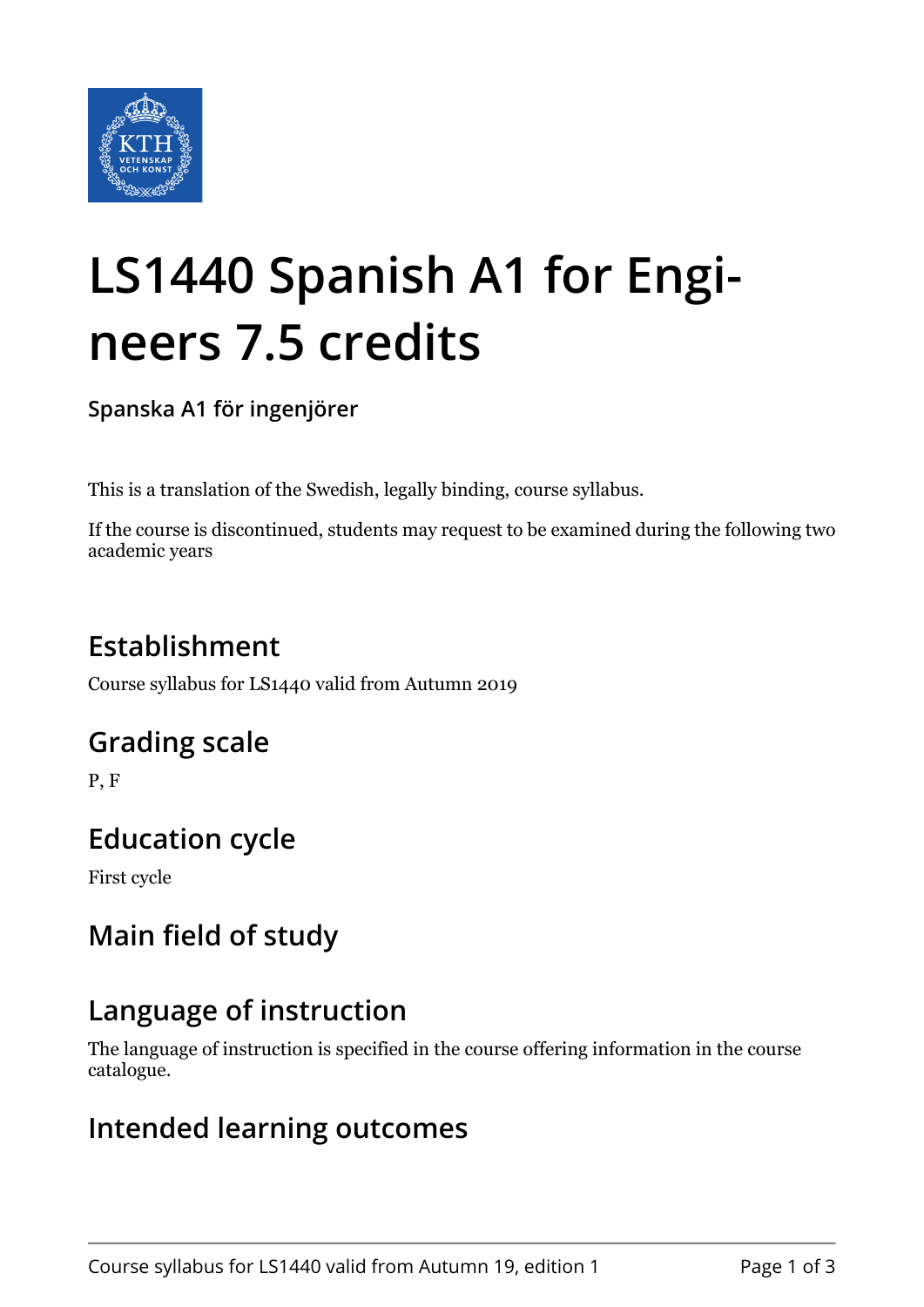# LS1440 Spanish A1 for Engineers 7.5 credits

**Spanska A1 för ingenjörer**

This is a translation of the Swedish, legally binding, course syllabus.

If the course is discontinued, students may request to be examined during the following two academic years

## Establishment

Course syllabus for LS1440 valid from Autumn 2019

## Grading scale

P, F

## Education cycle

First cycle

## Main field of study

## Language of instruction

The language of instruction is specified in the course offering information in the course catalogue.

## Intended learning outcomes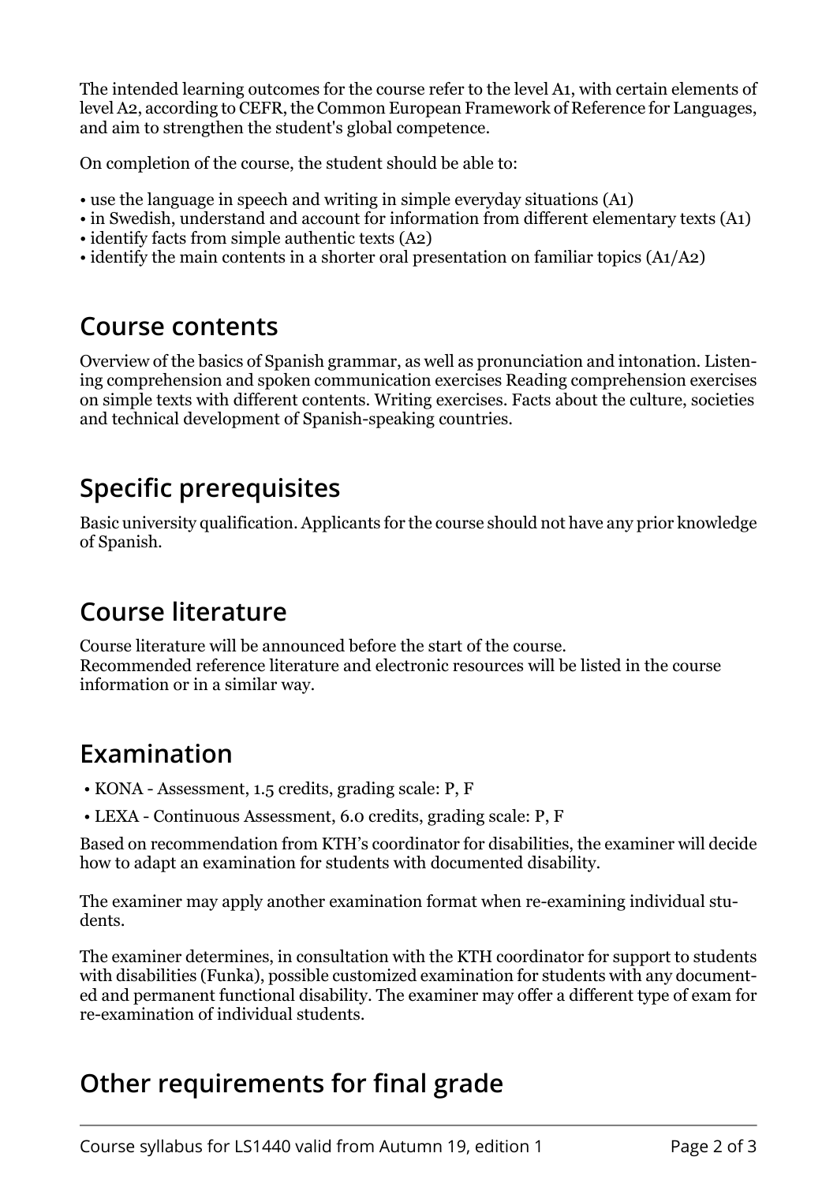The intended learning outcomes for the course refer to the level A1, with certain elements of level A2, according to CEFR, the Common European Framework of Reference for Languages, and aim to strengthen the student's global competence.

On completion of the course, the student should be able to:

- use the language in speech and writing in simple everyday situations (A1)
- in Swedish, understand and account for information from different elementary texts (A1)
- identify facts from simple authentic texts (A2)
- identify the main contents in a shorter oral presentation on familiar topics (A1/A2)

## Course contents

Overview of the basics of Spanish grammar, as well as pronunciation and intonation. Listening comprehension and spoken communication exercises Reading comprehension exercises on simple texts with different contents. Writing exercises. Facts about the culture, societies and technical development of Spanish-speaking countries.

## Specific prerequisites

Basic university qualification. Applicants for the course should not have any prior knowledge of Spanish.

## Course literature

Course literature will be announced before the start of the course.
Recommended reference literature and electronic resources will be listed in the course information or in a similar way.

## Examination

- KONA - Assessment, 1.5 credits, grading scale: P, F
- LEXA - Continuous Assessment, 6.0 credits, grading scale: P, F

Based on recommendation from KTH's coordinator for disabilities, the examiner will decide how to adapt an examination for students with documented disability.

The examiner may apply another examination format when re-examining individual students.

The examiner determines, in consultation with the KTH coordinator for support to students with disabilities (Funka), possible customized examination for students with any documented and permanent functional disability. The examiner may offer a different type of exam for re-examination of individual students.

## Other requirements for final grade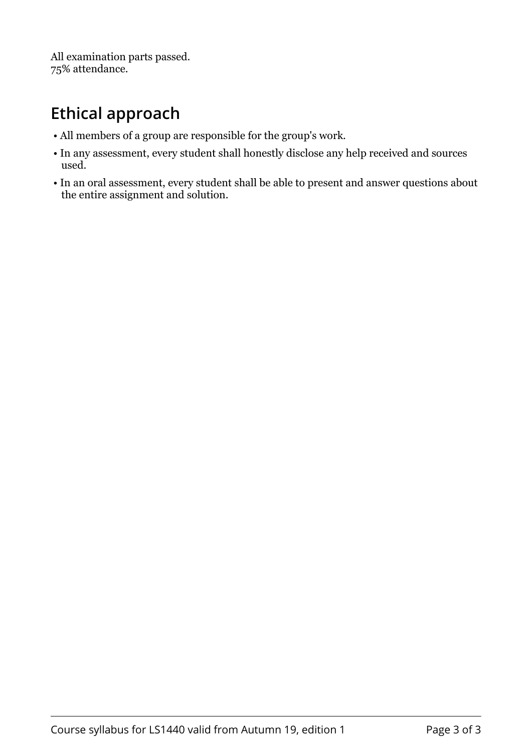All examination parts passed.
75% attendance.

## Ethical approach

- All members of a group are responsible for the group's work.
- In any assessment, every student shall honestly disclose any help received and sources used.
- In an oral assessment, every student shall be able to present and answer questions about the entire assignment and solution.